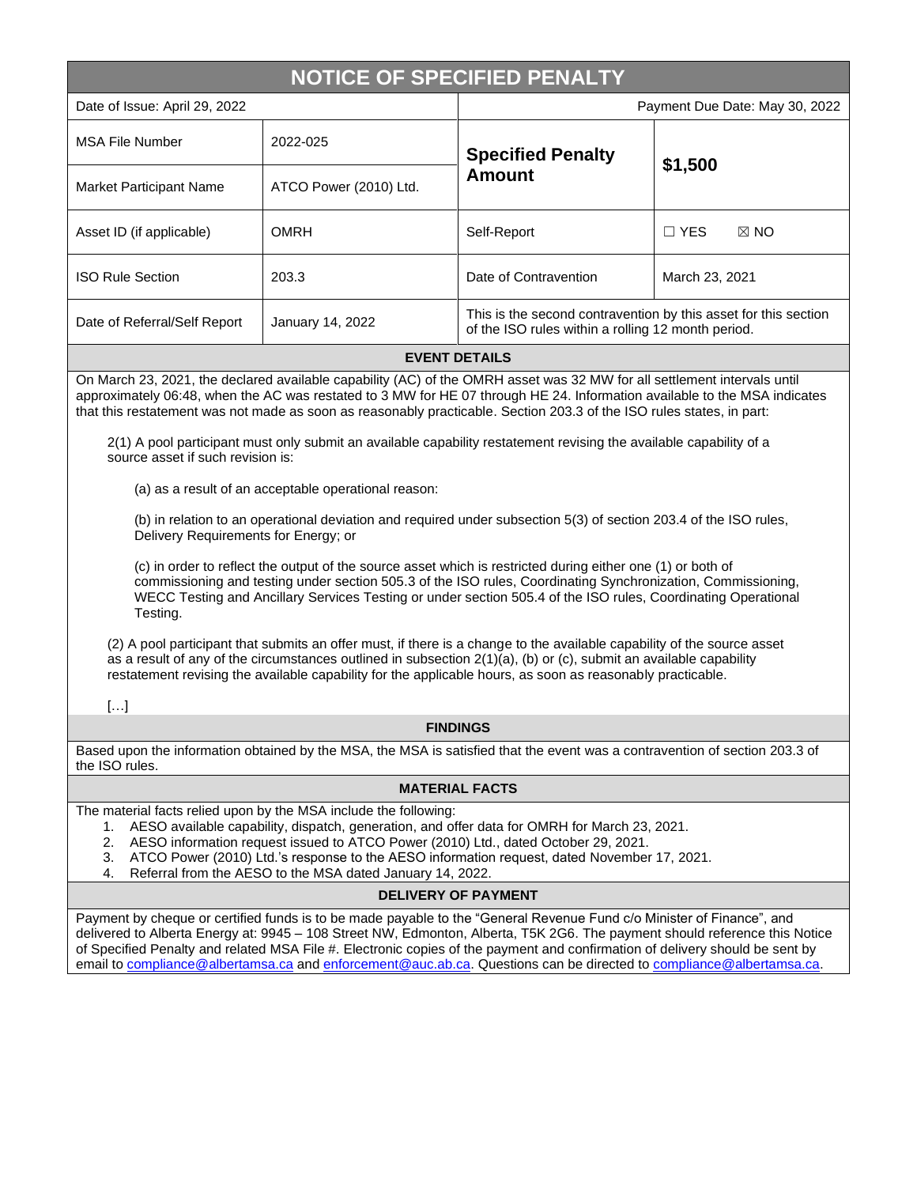# NOTICE OF SPECIFIED PENALTY

| | | | |
|---|---|---|---|
| Date of Issue: April 29, 2022 | | Payment Due Date: May 30, 2022 | |
| MSA File Number | 2022-025 | **Specified Penalty Amount** | **$1,500** |
| Market Participant Name | ATCO Power (2010) Ltd. | | |
| Asset ID (if applicable) | OMRH | Self-Report | ☐ YES ☒ NO |
| ISO Rule Section | 203.3 | Date of Contravention | March 23, 2021 |
| Date of Referral/Self Report | January 14, 2022 | This is the second contravention by this asset for this section of the ISO rules within a rolling 12 month period. | |

## EVENT DETAILS

On March 23, 2021, the declared available capability (AC) of the OMRH asset was 32 MW for all settlement intervals until approximately 06:48, when the AC was restated to 3 MW for HE 07 through HE 24. Information available to the MSA indicates that this restatement was not made as soon as reasonably practicable. Section 203.3 of the ISO rules states, in part:

> 2(1) A pool participant must only submit an available capability restatement revising the available capability of a source asset if such revision is:
>
> > (a) as a result of an acceptable operational reason:
> >
> > (b) in relation to an operational deviation and required under subsection 5(3) of section 203.4 of the ISO rules, Delivery Requirements for Energy; or
> >
> > (c) in order to reflect the output of the source asset which is restricted during either one (1) or both of commissioning and testing under section 505.3 of the ISO rules, Coordinating Synchronization, Commissioning, WECC Testing and Ancillary Services Testing or under section 505.4 of the ISO rules, Coordinating Operational Testing.
>
> (2) A pool participant that submits an offer must, if there is a change to the available capability of the source asset as a result of any of the circumstances outlined in subsection 2(1)(a), (b) or (c), submit an available capability restatement revising the available capability for the applicable hours, as soon as reasonably practicable.
>
> […]

## FINDINGS

Based upon the information obtained by the MSA, the MSA is satisfied that the event was a contravention of section 203.3 of the ISO rules.

## MATERIAL FACTS

The material facts relied upon by the MSA include the following:

1. AESO available capability, dispatch, generation, and offer data for OMRH for March 23, 2021.
2. AESO information request issued to ATCO Power (2010) Ltd., dated October 29, 2021.
3. ATCO Power (2010) Ltd.'s response to the AESO information request, dated November 17, 2021.
4. Referral from the AESO to the MSA dated January 14, 2022.

## DELIVERY OF PAYMENT

Payment by cheque or certified funds is to be made payable to the "General Revenue Fund c/o Minister of Finance", and delivered to Alberta Energy at: 9945 – 108 Street NW, Edmonton, Alberta, T5K 2G6. The payment should reference this Notice of Specified Penalty and related MSA File #. Electronic copies of the payment and confirmation of delivery should be sent by email to compliance@albertamsa.ca and enforcement@auc.ab.ca. Questions can be directed to compliance@albertamsa.ca.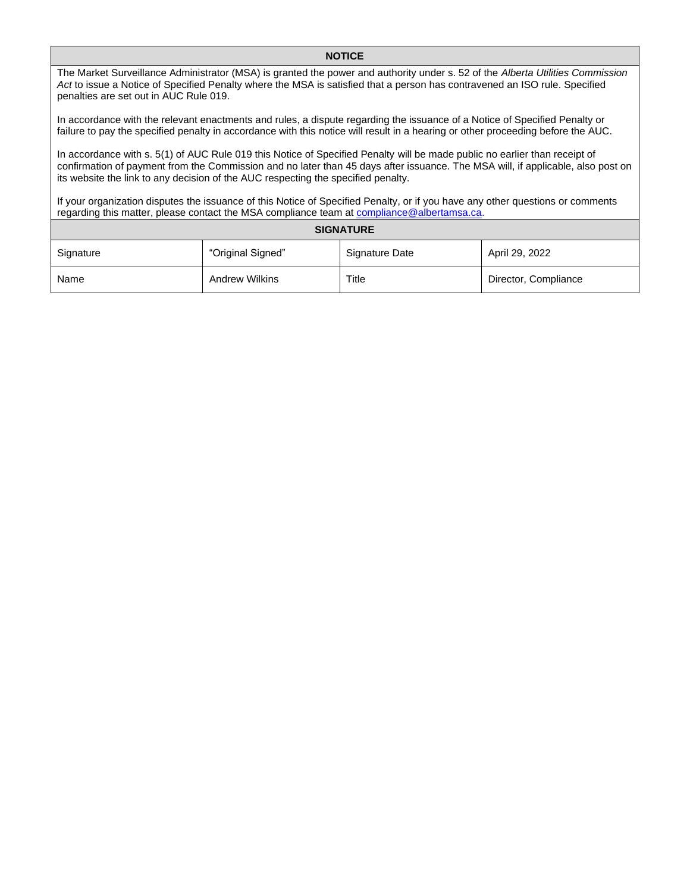| NOTICE |
|---|
| The Market Surveillance Administrator (MSA) is granted the power and authority under s. 52 of the *Alberta Utilities Commission Act* to issue a Notice of Specified Penalty where the MSA is satisfied that a person has contravened an ISO rule. Specified penalties are set out in AUC Rule 019. |
| In accordance with the relevant enactments and rules, a dispute regarding the issuance of a Notice of Specified Penalty or failure to pay the specified penalty in accordance with this notice will result in a hearing or other proceeding before the AUC. |
| In accordance with s. 5(1) of AUC Rule 019 this Notice of Specified Penalty will be made public no earlier than receipt of confirmation of payment from the Commission and no later than 45 days after issuance. The MSA will, if applicable, also post on its website the link to any decision of the AUC respecting the specified penalty. |
| If your organization disputes the issuance of this Notice of Specified Penalty, or if you have any other questions or comments regarding this matter, please contact the MSA compliance team at compliance@albertamsa.ca. |

| SIGNATURE | | | |
|---|---|---|---|
| Signature | "Original Signed" | Signature Date | April 29, 2022 |
| Name | Andrew Wilkins | Title | Director, Compliance |